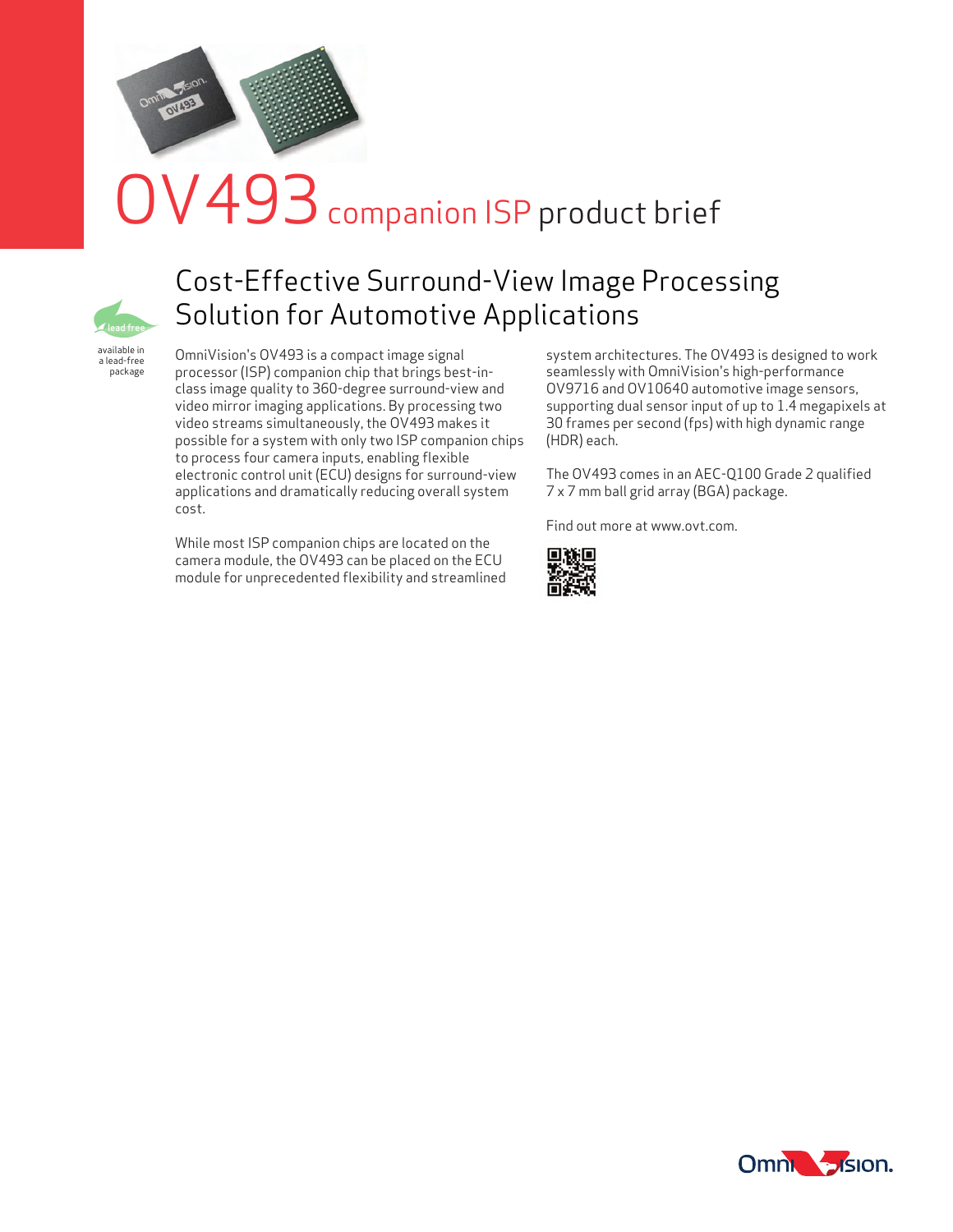# OV493 companion ISP product brief

available in a lead-free package

## Cost-Effective Surround-View Image Processing Solution for Automotive Applications

OmniVision's OV493 is a compact image signal processor (ISP) companion chip that brings best-in-class image quality to 360-degree surround-view and video mirror imaging applications. By processing two video streams simultaneously, the OV493 makes it possible for a system with only two ISP companion chips to process four camera inputs, enabling flexible electronic control unit (ECU) designs for surround-view applications and dramatically reducing overall system cost.

While most ISP companion chips are located on the camera module, the OV493 can be placed on the ECU module for unprecedented flexibility and streamlined system architectures. The OV493 is designed to work seamlessly with OmniVision's high-performance OV9716 and OV10640 automotive image sensors, supporting dual sensor input of up to 1.4 megapixels at 30 frames per second (fps) with high dynamic range (HDR) each.

The OV493 comes in an AEC-Q100 Grade 2 qualified 7 x 7 mm ball grid array (BGA) package.

Find out more at www.ovt.com.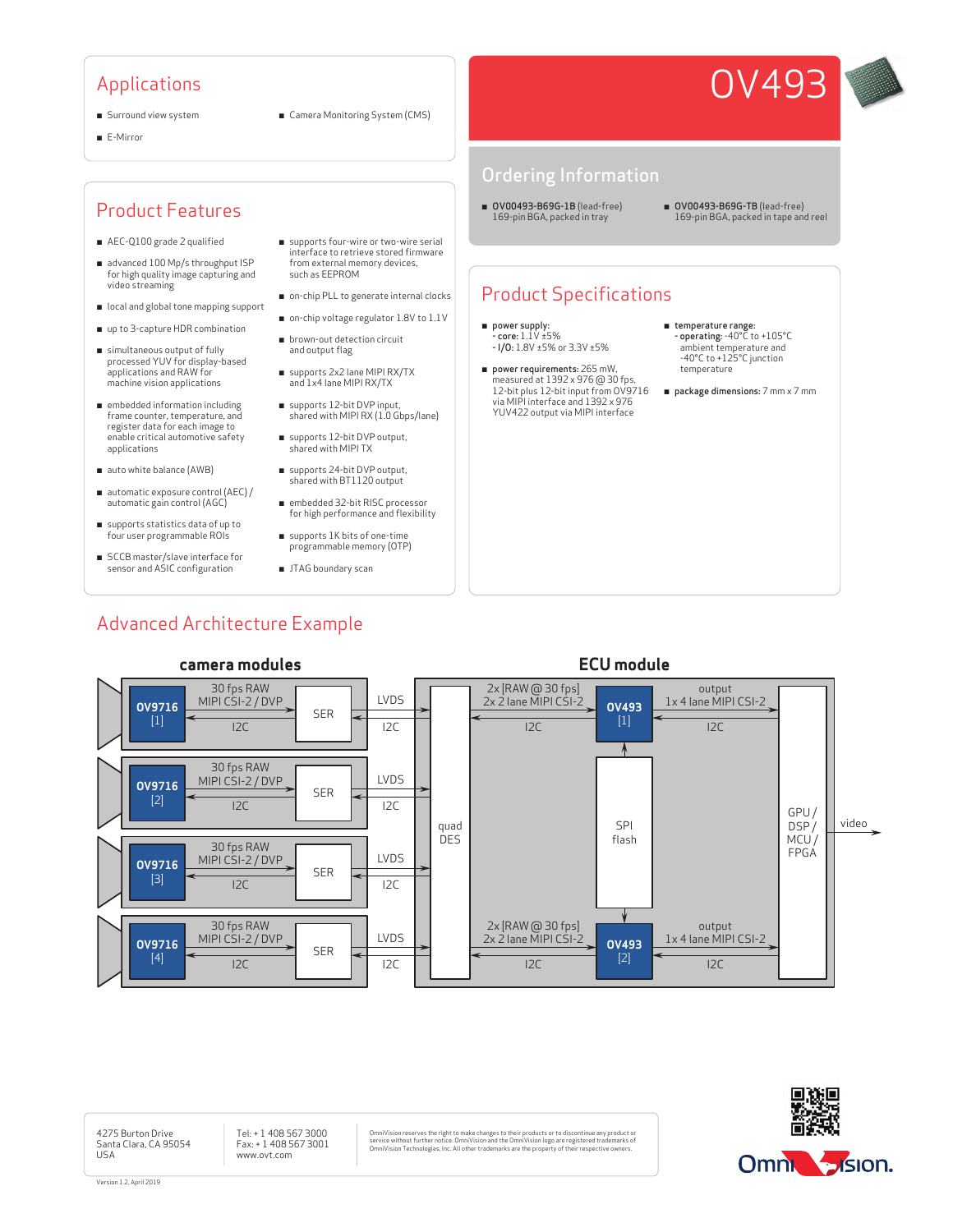# OV493

## Applications

- Surround view system
- E-Mirror
- Camera Monitoring System (CMS)

## Ordering Information

- **OV00493-B69G-1B** (lead-free) 169-pin BGA, packed in tray
- **OV00493-B69G-TB** (lead-free) 169-pin BGA, packed in tape and reel

## Product Features

- AEC-Q100 grade 2 qualified
- advanced 100 Mp/s throughput ISP for high quality image capturing and video streaming
- local and global tone mapping support
- up to 3-capture HDR combination
- simultaneous output of fully processed YUV for display-based applications and RAW for machine vision applications
- embedded information including frame counter, temperature, and register data for each image to enable critical automotive safety applications
- auto white balance (AWB)
- automatic exposure control (AEC) / automatic gain control (AGC)
- supports statistics data of up to four user programmable ROIs
- SCCB master/slave interface for sensor and ASIC configuration
- supports four-wire or two-wire serial interface to retrieve stored firmware from external memory devices, such as EEPROM
- on-chip PLL to generate internal clocks
- on-chip voltage regulator 1.8V to 1.1V
- brown-out detection circuit and output flag
- supports 2x2 lane MIPI RX/TX and 1x4 lane MIPI RX/TX
- supports 12-bit DVP input, shared with MIPI RX (1.0 Gbps/lane)
- supports 12-bit DVP output, shared with MIPI TX
- supports 24-bit DVP output, shared with BT1120 output
- embedded 32-bit RISC processor for high performance and flexibility
- supports 1K bits of one-time programmable memory (OTP)
- JTAG boundary scan

## Product Specifications

- **power supply:**
  - **core:** 1.1V ±5%
  - **I/O:** 1.8V ±5% or 3.3V ±5%
- **power requirements:** 265 mW, measured at 1392 x 976 @ 30 fps, 12-bit plus 12-bit input from OV9716 via MIPI interface and 1392 x 976 YUV422 output via MIPI interface
- **temperature range:**
  - **operating:** -40°C to +105°C ambient temperature and -40°C to +125°C junction temperature
- **package dimensions:** 7 mm x 7 mm

## Advanced Architecture Example

camera modules

OV9716 [1]
30 fps RAW
MIPI CSI-2 / DVP
I2C
SER
LVDS
I2C

OV9716 [2]
30 fps RAW
MIPI CSI-2 / DVP
I2C
SER
LVDS
I2C

OV9716 [3]
30 fps RAW
MIPI CSI-2 / DVP
I2C
SER
LVDS
I2C

OV9716 [4]
30 fps RAW
MIPI CSI-2 / DVP
I2C
SER
LVDS
I2C

ECU module

quad DES
2x [RAW @ 30 fps]
2x 2 lane MIPI CSI-2
I2C
OV493 [1]
output
1x 4 lane MIPI CSI-2
I2C
SPI flash
2x [RAW @ 30 fps]
2x 2 lane MIPI CSI-2
I2C
OV493 [2]
output
1x 4 lane MIPI CSI-2
I2C
GPU / DSP / MCU / FPGA
video

4275 Burton Drive
Santa Clara, CA 95054
USA

Tel: + 1 408 567 3000
Fax: + 1 408 567 3001
www.ovt.com

OmniVision reserves the right to make changes to their products or to discontinue any product or service without further notice. OmniVision and the OmniVision logo are registered trademarks of OmniVision Technologies, Inc. All other trademarks are the property of their respective owners.

Version 1.2, April 2019